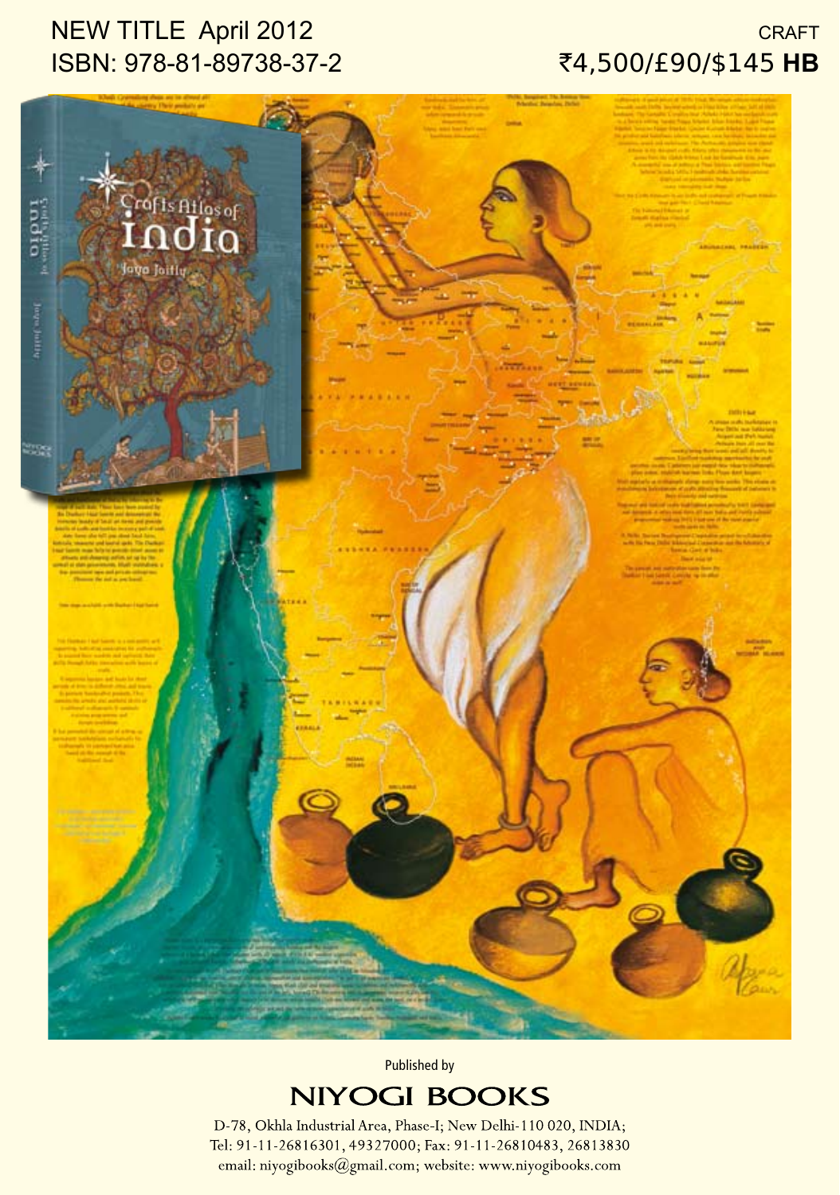NEW TITLE April 2012
ISBN: 978-81-89738-37-2

CRAFT
₹4,500/£90/$145 **HB**

Published by

# NIYOGI BOOKS

D-78, Okhla Industrial Area, Phase-I; New Delhi-110 020, INDIA;
Tel: 91-11-26816301, 49327000; Fax: 91-11-26810483, 26813830
email: niyogibooks@gmail.com; website: www.niyogibooks.com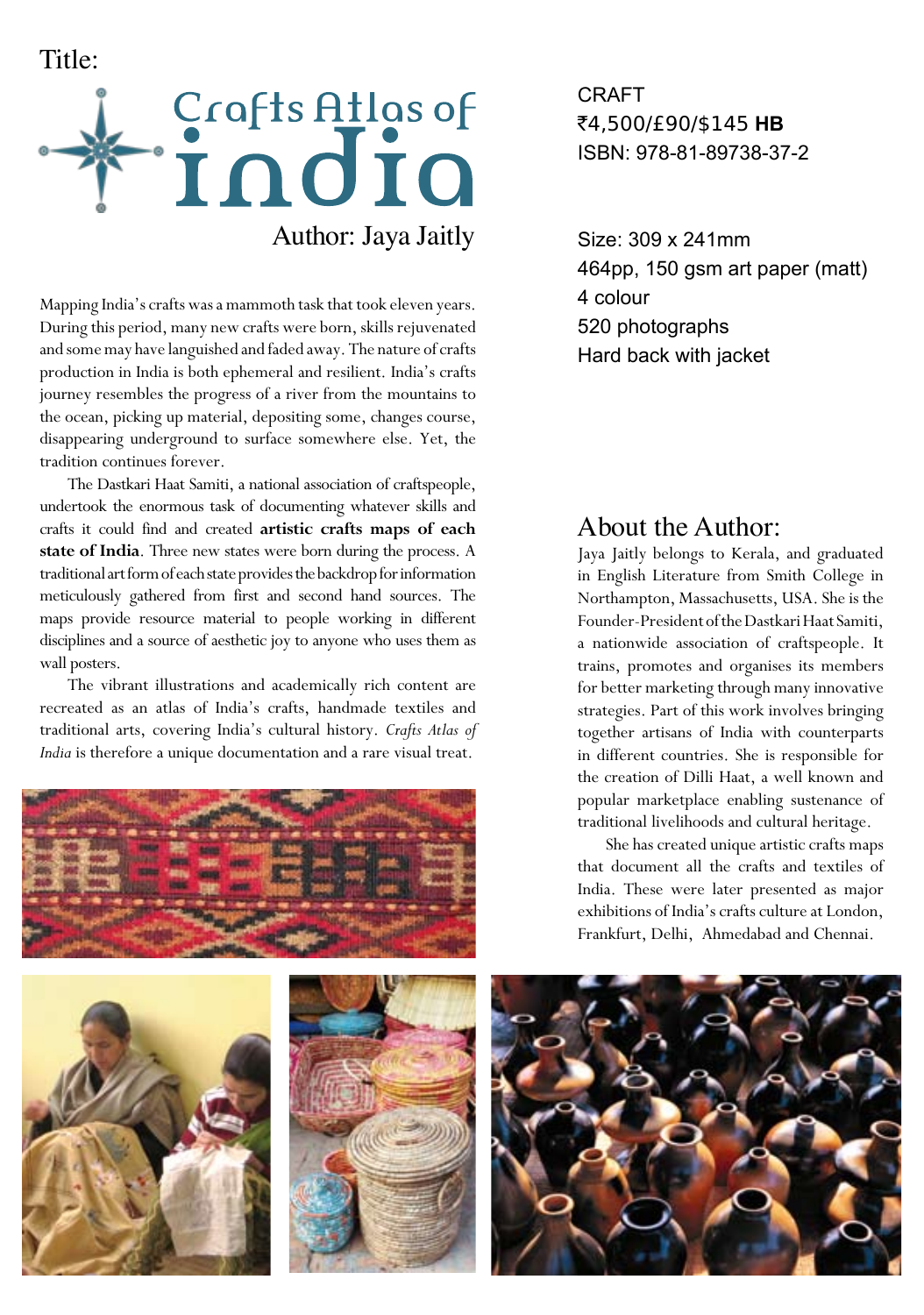Title:

# Crafts Atlas of India

Author: Jaya Jaitly

CRAFT
₹4,500/£90/$145 **HB**
ISBN: 978-81-89738-37-2

Size: 309 x 241mm
464pp, 150 gsm art paper (matt)
4 colour
520 photographs
Hard back with jacket

Mapping India's crafts was a mammoth task that took eleven years. During this period, many new crafts were born, skills rejuvenated and some may have languished and faded away. The nature of crafts production in India is both ephemeral and resilient. India's crafts journey resembles the progress of a river from the mountains to the ocean, picking up material, depositing some, changes course, disappearing underground to surface somewhere else. Yet, the tradition continues forever.

The Dastkari Haat Samiti, a national association of craftspeople, undertook the enormous task of documenting whatever skills and crafts it could find and created **artistic crafts maps of each state of India**. Three new states were born during the process. A traditional art form of each state provides the backdrop for information meticulously gathered from first and second hand sources. The maps provide resource material to people working in different disciplines and a source of aesthetic joy to anyone who uses them as wall posters.

The vibrant illustrations and academically rich content are recreated as an atlas of India's crafts, handmade textiles and traditional arts, covering India's cultural history. *Crafts Atlas of India* is therefore a unique documentation and a rare visual treat.

## About the Author:

Jaya Jaitly belongs to Kerala, and graduated in English Literature from Smith College in Northampton, Massachusetts, USA. She is the Founder-President of the Dastkari Haat Samiti, a nationwide association of craftspeople. It trains, promotes and organises its members for better marketing through many innovative strategies. Part of this work involves bringing together artisans of India with counterparts in different countries. She is responsible for the creation of Dilli Haat, a well known and popular marketplace enabling sustenance of traditional livelihoods and cultural heritage.

She has created unique artistic crafts maps that document all the crafts and textiles of India. These were later presented as major exhibitions of India's crafts culture at London, Frankfurt, Delhi, Ahmedabad and Chennai.